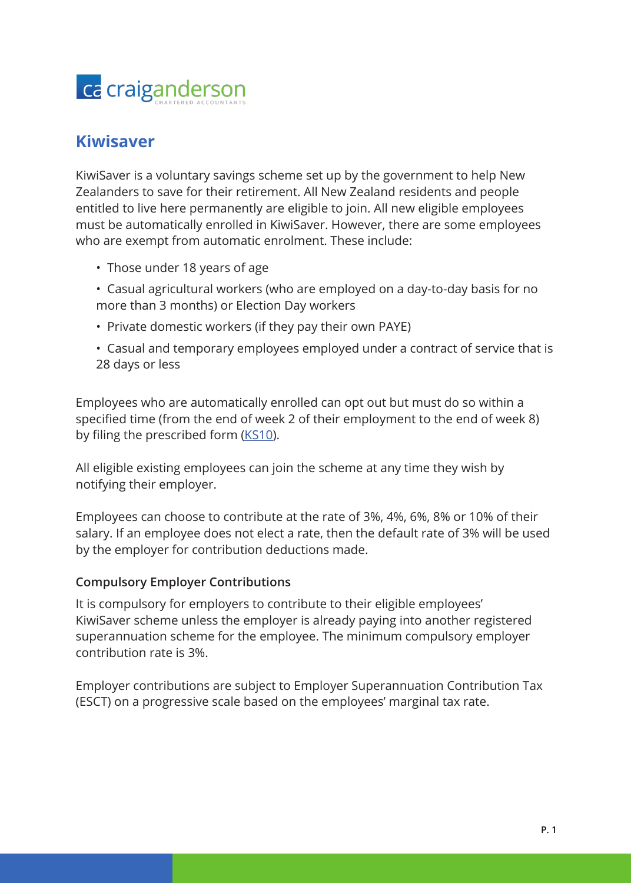craiganderson
CHARTERED ACCOUNTANTS

# Kiwisaver

KiwiSaver is a voluntary savings scheme set up by the government to help New Zealanders to save for their retirement. All New Zealand residents and people entitled to live here permanently are eligible to join. All new eligible employees must be automatically enrolled in KiwiSaver. However, there are some employees who are exempt from automatic enrolment. These include:

- Those under 18 years of age
- Casual agricultural workers (who are employed on a day-to-day basis for no more than 3 months) or Election Day workers
- Private domestic workers (if they pay their own PAYE)
- Casual and temporary employees employed under a contract of service that is 28 days or less

Employees who are automatically enrolled can opt out but must do so within a specified time (from the end of week 2 of their employment to the end of week 8) by filing the prescribed form (KS10).

All eligible existing employees can join the scheme at any time they wish by notifying their employer.

Employees can choose to contribute at the rate of 3%, 4%, 6%, 8% or 10% of their salary. If an employee does not elect a rate, then the default rate of 3% will be used by the employer for contribution deductions made.

### Compulsory Employer Contributions

It is compulsory for employers to contribute to their eligible employees' KiwiSaver scheme unless the employer is already paying into another registered superannuation scheme for the employee. The minimum compulsory employer contribution rate is 3%.

Employer contributions are subject to Employer Superannuation Contribution Tax (ESCT) on a progressive scale based on the employees' marginal tax rate.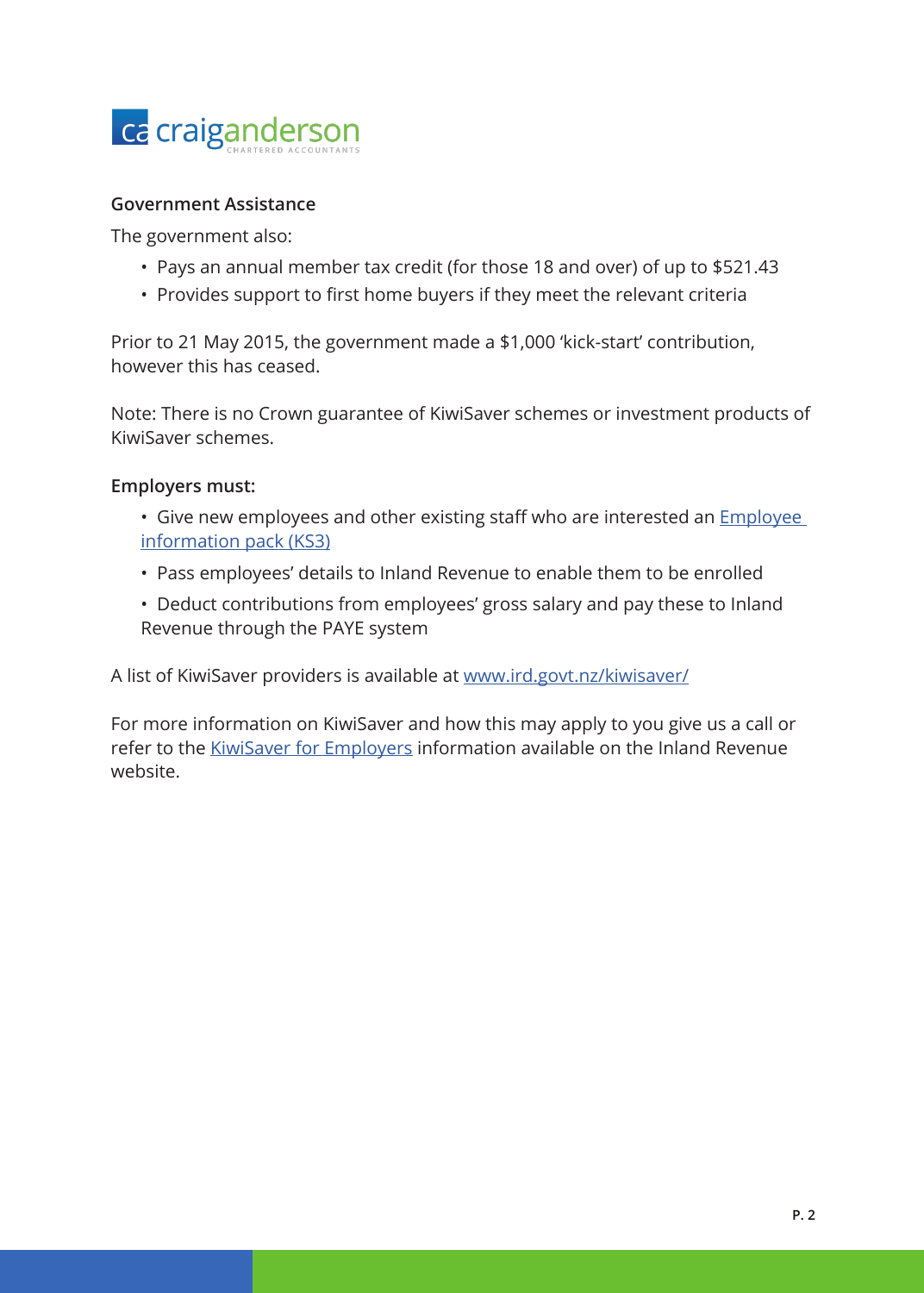### Government Assistance

The government also:

- Pays an annual member tax credit (for those 18 and over) of up to $521.43
- Provides support to first home buyers if they meet the relevant criteria

Prior to 21 May 2015, the government made a $1,000 'kick-start' contribution, however this has ceased.

Note: There is no Crown guarantee of KiwiSaver schemes or investment products of KiwiSaver schemes.

### Employers must:

- Give new employees and other existing staff who are interested an Employee information pack (KS3)
- Pass employees' details to Inland Revenue to enable them to be enrolled
- Deduct contributions from employees' gross salary and pay these to Inland Revenue through the PAYE system

A list of KiwiSaver providers is available at www.ird.govt.nz/kiwisaver/

For more information on KiwiSaver and how this may apply to you give us a call or refer to the KiwiSaver for Employers information available on the Inland Revenue website.